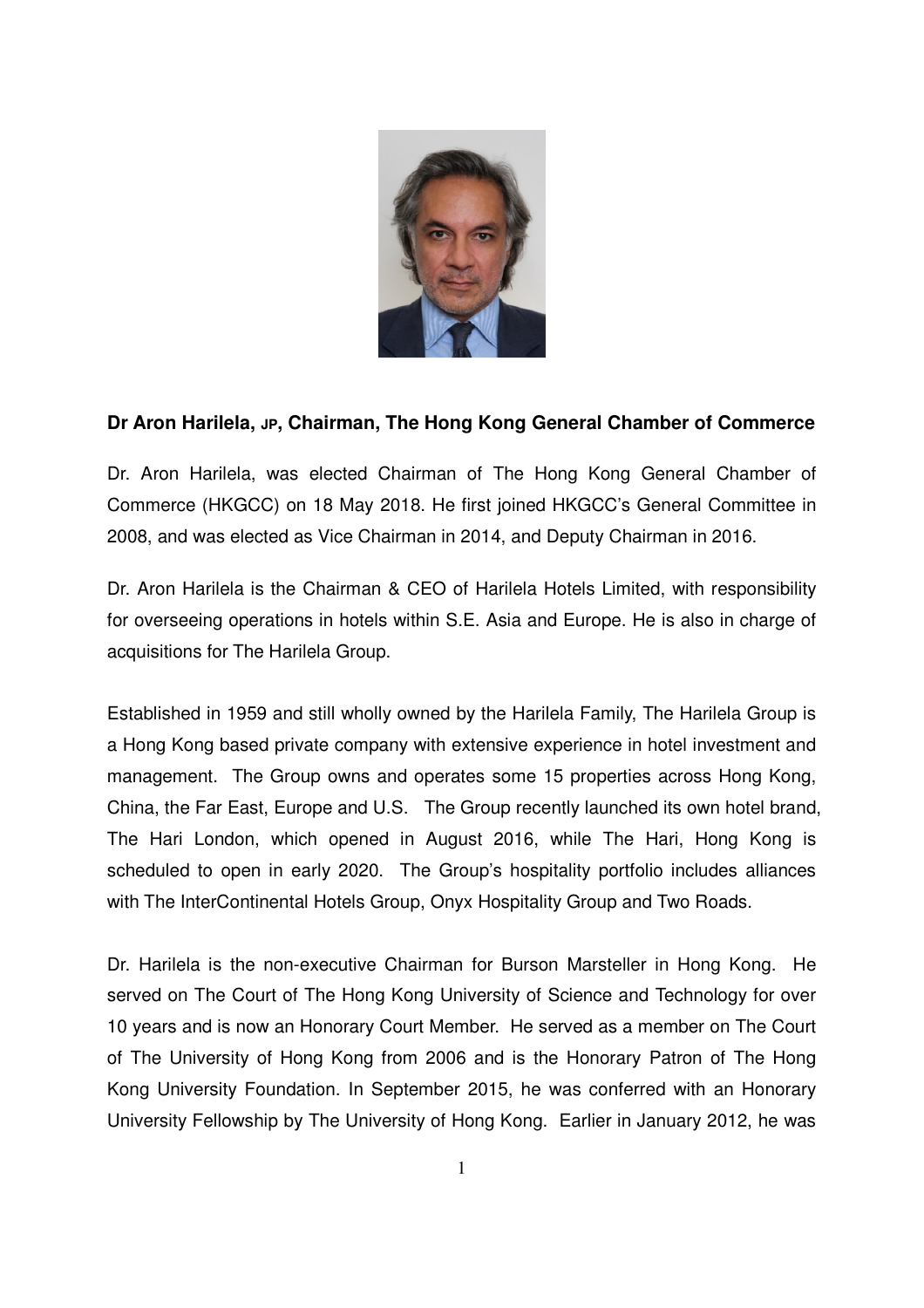**Dr Aron Harilela, JP, Chairman, The Hong Kong General Chamber of Commerce**

Dr. Aron Harilela, was elected Chairman of The Hong Kong General Chamber of Commerce (HKGCC) on 18 May 2018. He first joined HKGCC's General Committee in 2008, and was elected as Vice Chairman in 2014, and Deputy Chairman in 2016.

Dr. Aron Harilela is the Chairman & CEO of Harilela Hotels Limited, with responsibility for overseeing operations in hotels within S.E. Asia and Europe. He is also in charge of acquisitions for The Harilela Group.

Established in 1959 and still wholly owned by the Harilela Family, The Harilela Group is a Hong Kong based private company with extensive experience in hotel investment and management. The Group owns and operates some 15 properties across Hong Kong, China, the Far East, Europe and U.S. The Group recently launched its own hotel brand, The Hari London, which opened in August 2016, while The Hari, Hong Kong is scheduled to open in early 2020. The Group's hospitality portfolio includes alliances with The InterContinental Hotels Group, Onyx Hospitality Group and Two Roads.

Dr. Harilela is the non-executive Chairman for Burson Marsteller in Hong Kong. He served on The Court of The Hong Kong University of Science and Technology for over 10 years and is now an Honorary Court Member. He served as a member on The Court of The University of Hong Kong from 2006 and is the Honorary Patron of The Hong Kong University Foundation. In September 2015, he was conferred with an Honorary University Fellowship by The University of Hong Kong. Earlier in January 2012, he was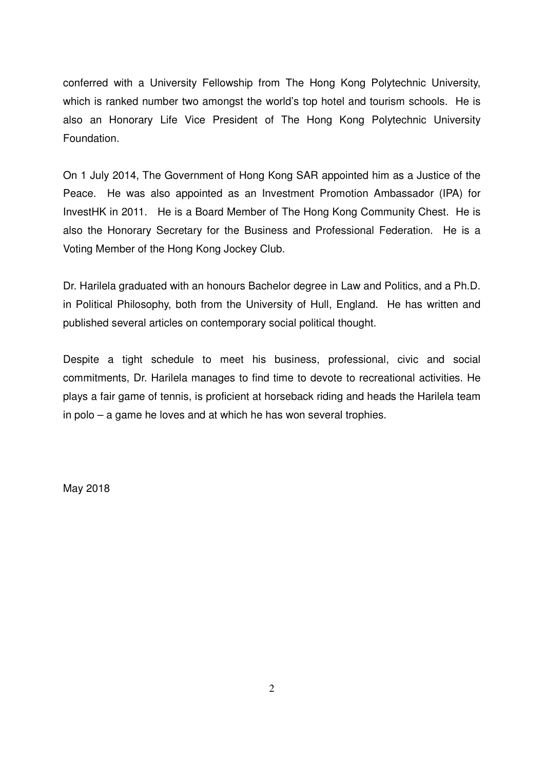conferred with a University Fellowship from The Hong Kong Polytechnic University, which is ranked number two amongst the world's top hotel and tourism schools. He is also an Honorary Life Vice President of The Hong Kong Polytechnic University Foundation.

On 1 July 2014, The Government of Hong Kong SAR appointed him as a Justice of the Peace. He was also appointed as an Investment Promotion Ambassador (IPA) for InvestHK in 2011. He is a Board Member of The Hong Kong Community Chest. He is also the Honorary Secretary for the Business and Professional Federation. He is a Voting Member of the Hong Kong Jockey Club.

Dr. Harilela graduated with an honours Bachelor degree in Law and Politics, and a Ph.D. in Political Philosophy, both from the University of Hull, England. He has written and published several articles on contemporary social political thought.

Despite a tight schedule to meet his business, professional, civic and social commitments, Dr. Harilela manages to find time to devote to recreational activities. He plays a fair game of tennis, is proficient at horseback riding and heads the Harilela team in polo – a game he loves and at which he has won several trophies.

May 2018